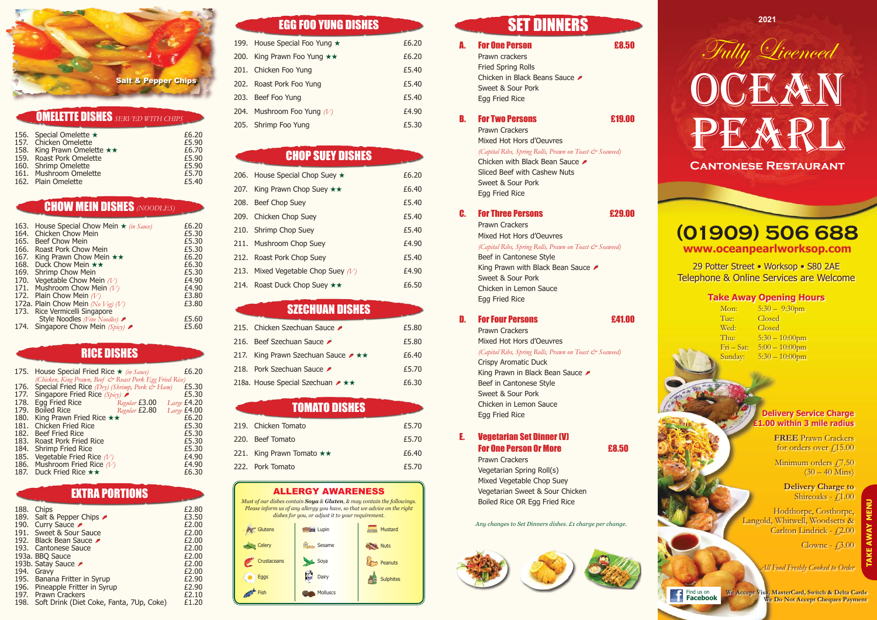Salt & Pepper Chips

## OMELETTE DISHES *SERVED WITH CHIPS*

| | | |
|---|---|---|
| 156. | Special Omelette ★ | £6.20 |
| 157. | Chicken Omelette | £5.90 |
| 158. | King Prawn Omelette ★★ | £6.70 |
| 159. | Roast Pork Omelette | £5.90 |
| 160. | Shrimp Omelette | £5.90 |
| 161. | Mushroom Omelette | £5.70 |
| 162. | Plain Omelette | £5.40 |

## CHOW MEIN DISHES *(NOODLES)*

| | | |
|---|---|---|
| 163. | House Special Chow Mein ★ *(in Sauce)* | £6.20 |
| 164. | Chicken Chow Mein | £5.30 |
| 165. | Beef Chow Mein | £5.30 |
| 166. | Roast Pork Chow Mein | £5.30 |
| 167. | King Prawn Chow Mein ★★ | £6.20 |
| 168. | Duck Chow Mein ★★ | £6.30 |
| 169. | Shrimp Chow Mein | £5.30 |
| 170. | Vegetable Chow Mein *(V)* | £4.90 |
| 171. | Mushroom Chow Mein *(V)* | £4.90 |
| 172. | Plain Chow Mein *(V)* | £3.80 |
| 172a. | Plain Chow Mein *(No Veg) (V)* | £3.80 |
| 173. | Rice Vermicelli Singapore Style Noodles *(Fine Noodles)* 🌶 | £5.60 |
| 174. | Singapore Chow Mein *(Spicy)* 🌶 | £5.60 |

## RICE DISHES

| | | |
|---|---|---|
| 175. | House Special Fried Rice ★ *(in Sauce)* *(Chicken, King Prawn, Beef & Roast Pork Egg Fried Rice)* | £6.20 |
| 176. | Special Fried Rice *(Dry) (Shrimp, Pork & Ham)* | £5.30 |
| 177. | Singapore Fried Rice *(Spicy)* 🌶 | £5.30 |
| 178. | Egg Fried Rice *Regular* £3.00 | *Large* £4.20 |
| 179. | Boiled Rice *Regular* £2.80 | *Large* £4.00 |
| 180. | King Prawn Fried Rice ★★ | £6.20 |
| 181. | Chicken Fried Rice | £5.30 |
| 182. | Beef Fried Rice | £5.30 |
| 183. | Roast Pork Fried Rice | £5.30 |
| 184. | Shrimp Fried Rice | £5.30 |
| 185. | Vegetable Fried Rice *(V)* | £4.90 |
| 186. | Mushroom Fried Rice *(V)* | £4.90 |
| 187. | Duck Fried Rice ★★ | £6.30 |

## EXTRA PORTIONS

| | | |
|---|---|---|
| 188. | Chips | £2.80 |
| 189. | Salt & Pepper Chips 🌶 | £3.50 |
| 190. | Curry Sauce 🌶 | £2.00 |
| 191. | Sweet & Sour Sauce | £2.00 |
| 192. | Black Bean Sauce 🌶 | £2.00 |
| 193. | Cantonese Sauce | £2.00 |
| 193a. | BBQ Sauce | £2.00 |
| 193b. | Satay Sauce 🌶 | £2.00 |
| 194. | Gravy | £2.00 |
| 195. | Banana Fritter in Syrup | £2.90 |
| 196. | Pineapple Fritter in Syrup | £2.90 |
| 197. | Prawn Crackers | £2.10 |
| 198. | Soft Drink (Diet Coke, Fanta, 7Up, Coke) | £1.20 |

## EGG FOO YUNG DISHES

| | | |
|---|---|---|
| 199. | House Special Foo Yung ★ | £6.20 |
| 200. | King Prawn Foo Yung ★★ | £6.20 |
| 201. | Chicken Foo Yung | £5.40 |
| 202. | Roast Pork Foo Yung | £5.40 |
| 203. | Beef Foo Yung | £5.40 |
| 204. | Mushroom Foo Yung *(V)* | £4.90 |
| 205. | Shrimp Foo Yung | £5.30 |

## CHOP SUEY DISHES

| | | |
|---|---|---|
| 206. | House Special Chop Suey ★ | £6.20 |
| 207. | King Prawn Chop Suey ★★ | £6.40 |
| 208. | Beef Chop Suey | £5.40 |
| 209. | Chicken Chop Suey | £5.40 |
| 210. | Shrimp Chop Suey | £5.40 |
| 211. | Mushroom Chop Suey | £4.90 |
| 212. | Roast Pork Chop Suey | £5.40 |
| 213. | Mixed Vegetable Chop Suey *(V)* | £4.90 |
| 214. | Roast Duck Chop Suey ★★ | £6.50 |

## SZECHUAN DISHES

| | | |
|---|---|---|
| 215. | Chicken Szechuan Sauce 🌶 | £5.80 |
| 216. | Beef Szechuan Sauce 🌶 | £5.80 |
| 217. | King Prawn Szechuan Sauce 🌶 ★★ | £6.40 |
| 218. | Pork Szechuan Sauce 🌶 | £5.70 |
| 218a. | House Special Szechuan 🌶 ★★ | £6.30 |

## TOMATO DISHES

| | | |
|---|---|---|
| 219. | Chicken Tomato | £5.70 |
| 220. | Beef Tomato | £5.70 |
| 221. | King Prawn Tomato ★★ | £6.40 |
| 222. | Pork Tomato | £5.70 |

### ALLERGY AWARENESS

*Must of our dishes contain **Soya** & **Gluten**, & may contain the followings. Please inform us of any allergy you have, so that we advice on the right dishes for you, or adjust it to your requirement.*

| | | |
|---|---|---|
| Glutens | Lupin | Mustard |
| Celery | Sesame | Nuts |
| Crustaceans | Soya | Peanuts |
| Eggs | Dairy | Sulphites |
| Fish | Molluscs | |

## SET DINNERS

**A. For One Person — £8.50**
- Prawn crackers
- Fried Spring Rolls
- Chicken in Black Beans Sauce 🌶
- Sweet & Sour Pork
- Egg Fried Rice

**B. For Two Persons — £19.00**
- Prawn Crackers
- Mixed Hot Hors d'Oeuvres *(Capital Ribs, Spring Rolls, Prawn on Toast & Seaweed)*
- Chicken with Black Bean Sauce 🌶
- Sliced Beef with Cashew Nuts
- Sweet & Sour Pork
- Egg Fried Rice

**C. For Three Persons — £29.00**
- Prawn Crackers
- Mixed Hot Hors d'Oeuvres *(Capital Ribs, Spring Rolls, Prawn on Toast & Seaweed)*
- Beef in Cantonese Style
- King Prawn with Black Bean Sauce 🌶
- Sweet & Sour Pork
- Chicken in Lemon Sauce
- Egg Fried Rice

**D. For Four Persons — £41.00**
- Prawn Crackers
- Mixed Hot Hors d'Oeuvres *(Capital Ribs, Spring Rolls, Prawn on Toast & Seaweed)*
- Crispy Aromatic Duck
- King Prawn in Black Bean Sauce 🌶
- Beef in Cantonese Style
- Sweet & Sour Pork
- Chicken in Lemon Sauce
- Egg Fried Rice

**E. Vegetarian Set Dinner (V) For One Person Or More — £8.50**
- Prawn Crackers
- Vegetarian Spring Roll(s)
- Mixed Vegetable Chop Suey
- Vegetarian Sweet & Sour Chicken
- Boiled Rice OR Egg Fried Rice

*Any changes to Set Dinners dishes. £1 charge per change.*

2021

*Fully Licenced*

# OCEAN PEARL

## CANTONESE RESTAURANT

## (01909) 506 688

**www.oceanpearlworksop.com**

29 Potter Street • Worksop • S80 2AE

Telephone & Online Services are Welcome

### Take Away Opening Hours

| | |
|---|---|
| Mon: | 5:30 – 9:30pm |
| Tue: | Closed |
| Wed: | Closed |
| Thu: | 5:30 – 10:00pm |
| Fri – Sat: | 5:00 – 10:00pm |
| Sunday: | 5:30 – 10:00pm |

**Delivery Service Charge £1.00 within 3 mile radius**

**FREE** Prawn Crackers for orders over £15.00

Minimum orders £7.50 (30 – 40 Mins)

**Delivery Charge to** Shireoaks - £1.00

Hodthorpe, Costhorpe, Langold, Whitwell, Woodsetts & Carlton Lindrick - £2.00

Clowne - £3.00

*All Food Freshly Cooked to Order*

TAKE AWAY MENU

Find us on Facebook

**We Accept Visa, MasterCard, Switch & Delta Cards We Do Not Accept Cheques Payment**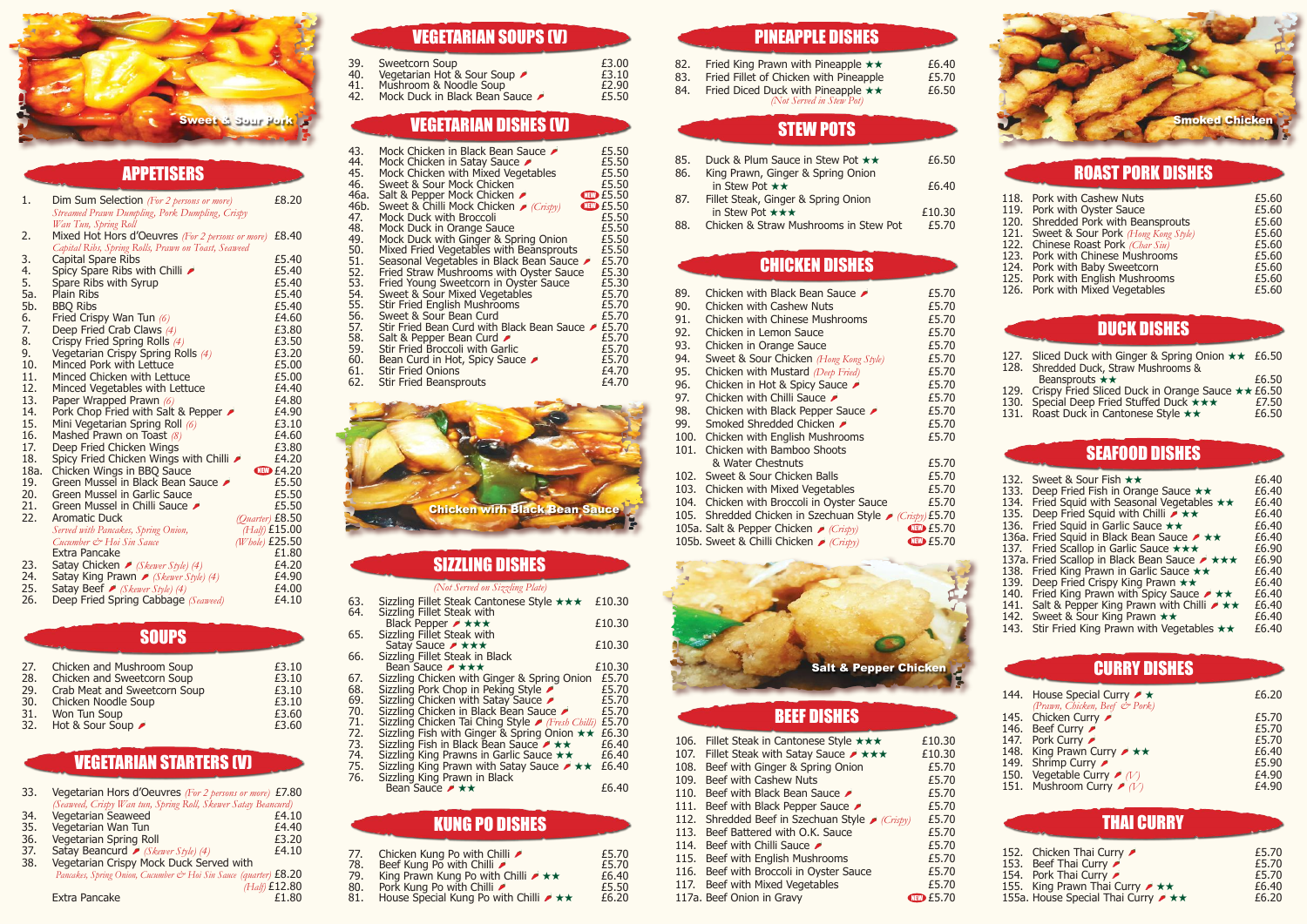Sweet & Sour Pork

## APPETISERS

1. Dim Sum Selection *(For 2 persons or more)* £8.20
   *Streamed Prawn Dumpling, Pork Dumpling, Crispy Wan Tun, Spring Roll*
2. Mixed Hot Hors d'Oeuvres *(For 2 persons or more)* £8.40
   *Capital Ribs, Spring Rolls, Prawn on Toast, Seaweed*
3. Capital Spare Ribs £5.40
4. Spicy Spare Ribs with Chilli £5.40
5. Spare Ribs with Syrup £5.40
5a. Plain Ribs £5.40
5b. BBQ Ribs £5.40
6. Fried Crispy Wan Tun *(6)* £4.60
7. Deep Fried Crab Claws *(4)* £3.80
8. Crispy Fried Spring Rolls *(4)* £3.50
9. Vegetarian Crispy Spring Rolls *(4)* £3.20
10. Minced Pork with Lettuce £5.00
11. Minced Chicken with Lettuce £5.00
12. Minced Vegetables with Lettuce £4.40
13. Paper Wrapped Prawn *(6)* £4.80
14. Pork Chop Fried with Salt & Pepper £4.90
15. Mini Vegetarian Spring Roll *(6)* £3.10
16. Mashed Prawn on Toast *(8)* £4.60
17. Deep Fried Chicken Wings £3.80
18. Spicy Fried Chicken Wings with Chilli £4.20
18a. Chicken Wings in BBQ Sauce NEW £4.20
19. Green Mussel in Black Bean Sauce £5.50
20. Green Mussel in Garlic Sauce £5.50
21. Green Mussel in Chilli Sauce £5.50
22. Aromatic Duck *(Quarter)* £8.50, *(Half)* £15.00, *(Whole)* £25.50
   *Served with Pancakes, Spring Onion, Cucumber & Hoi Sin Sauce*
   Extra Pancake £1.80
23. Satay Chicken *(Skewer Style) (4)* £4.20
24. Satay King Prawn *(Skewer Style) (4)* £4.90
25. Satay Beef *(Skewer Style) (4)* £4.00
26. Deep Fried Spring Cabbage *(Seaweed)* £4.10

## SOUPS

27. Chicken and Mushroom Soup £3.10
28. Chicken and Sweetcorn Soup £3.10
29. Crab Meat and Sweetcorn Soup £3.10
30. Chicken Noodle Soup £3.10
31. Won Tun Soup £3.60
32. Hot & Sour Soup £3.60

## VEGETARIAN STARTERS (V)

33. Vegetarian Hors d'Oeuvres *(For 2 persons or more)* £7.80
   *(Seaweed, Crispy Wan tun, Spring Roll, Skewer Satay Beancurd)*
34. Vegetarian Seaweed £4.10
35. Vegetarian Wan Tun £4.40
36. Vegetarian Spring Roll £3.20
37. Satay Beancurd *(Skewer Style) (4)* £4.10
38. Vegetarian Crispy Mock Duck Served with *Pancakes, Spring Onion, Cucumber & Hoi Sin Sauce (quarter)* £8.20, *(Half)* £12.80
   Extra Pancake £1.80

## VEGETARIAN SOUPS (V)

39. Sweetcorn Soup £3.00
40. Vegetarian Hot & Sour Soup £3.10
41. Mushroom & Noodle Soup £2.90
42. Mock Duck in Black Bean Sauce £5.50

## VEGETARIAN DISHES (V)

43. Mock Chicken in Black Bean Sauce £5.50
44. Mock Chicken in Satay Sauce £5.50
45. Mock Chicken with Mixed Vegetables £5.50
46. Sweet & Sour Mock Chicken £5.50
46a. Salt & Pepper Mock Chicken NEW £5.50
46b. Sweet & Chilli Mock Chicken *(Crispy)* NEW £5.50
47. Mock Duck with Broccoli £5.50
48. Mock Duck in Orange Sauce £5.50
49. Mock Duck with Ginger & Spring Onion £5.50
50. Mixed Fried Vegetables with Beansprouts £5.50
51. Seasonal Vegetables in Black Bean Sauce £5.70
52. Fried Straw Mushrooms with Oyster Sauce £5.30
53. Fried Young Sweetcorn in Oyster Sauce £5.30
54. Sweet & Sour Mixed Vegetables £5.70
55. Stir Fried English Mushrooms £5.70
56. Sweet & Sour Bean Curd £5.70
57. Stir Fried Bean Curd with Black Bean Sauce £5.70
58. Salt & Pepper Bean Curd £5.70
59. Stir Fried Broccoli with Garlic £5.70
60. Bean Curd in Hot, Spicy Sauce £5.70
61. Stir Fried Onions £4.70
62. Stir Fried Beansprouts £4.70

Chicken with Black Bean Sauce

## SIZZLING DISHES

*(Not Served on Sizzling Plate)*

63. Sizzling Fillet Steak Cantonese Style ★★★ £10.30
64. Sizzling Fillet Steak with Black Pepper ★★★ £10.30
65. Sizzling Fillet Steak with Satay Sauce ★★★ £10.30
66. Sizzling Fillet Steak in Black Bean Sauce ★★★ £10.30
67. Sizzling Chicken with Ginger & Spring Onion £5.70
68. Sizzling Pork Chop in Peking Style £5.70
69. Sizzling Chicken with Satay Sauce £5.70
70. Sizzling Chicken in Black Bean Sauce £5.70
71. Sizzling Chicken Tai Ching Style *(Fresh Chilli)* £5.70
72. Sizzling Fish with Ginger & Spring Onion ★★ £6.30
73. Sizzling Fish in Black Bean Sauce ★★ £6.40
74. Sizzling King Prawns in Garlic Sauce ★★ £6.40
75. Sizzling King Prawn with Satay Sauce ★★ £6.40
76. Sizzling King Prawn in Black Bean Sauce ★★ £6.40

## KUNG PO DISHES

77. Chicken Kung Po with Chilli £5.70
78. Beef Kung Po with Chilli £5.70
79. King Prawn Kung Po with Chilli ★★ £6.40
80. Pork Kung Po with Chilli £5.50
81. House Special Kung Po with Chilli ★★ £6.20

## PINEAPPLE DISHES

82. Fried King Prawn with Pineapple ★★ £6.40
83. Fried Fillet of Chicken with Pineapple £5.70
84. Fried Diced Duck with Pineapple ★★ £6.50
   *(Not Served in Stew Pot)*

## STEW POTS

85. Duck & Plum Sauce in Stew Pot ★★ £6.50
86. King Prawn, Ginger & Spring Onion in Stew Pot ★★ £6.40
87. Fillet Steak, Ginger & Spring Onion in Stew Pot ★★★ £10.30
88. Chicken & Straw Mushrooms in Stew Pot £5.70

## CHICKEN DISHES

89. Chicken with Black Bean Sauce £5.70
90. Chicken with Cashew Nuts £5.70
91. Chicken with Chinese Mushrooms £5.70
92. Chicken in Lemon Sauce £5.70
93. Chicken in Orange Sauce £5.70
94. Sweet & Sour Chicken *(Hong Kong Style)* £5.70
95. Chicken in Mustard *(Deep Fried)* £5.70
96. Chicken in Hot & Spicy Sauce £5.70
97. Chicken with Chilli Sauce £5.70
98. Chicken with Black Pepper Sauce £5.70
99. Smoked Shredded Chicken £5.70
100. Chicken with English Mushrooms £5.70
101. Chicken with Bamboo Shoots & Water Chestnuts £5.70
102. Sweet & Sour Chicken Balls £5.70
103. Chicken with Mixed Vegetables £5.70
104. Chicken with Broccoli in Oyster Sauce £5.70
105. Shredded Chicken in Szechuan Style *(Crispy)* £5.70
105a. Salt & Pepper Chicken *(Crispy)* NEW £5.70
105b. Sweet & Chilli Chicken *(Crispy)* NEW £5.70

Salt & Pepper Chicken

## BEEF DISHES

106. Fillet Steak in Cantonese Style ★★★ £10.30
107. Fillet Steak with Satay Sauce ★★★ £10.30
108. Beef with Ginger & Spring Onion £5.70
109. Beef with Cashew Nuts £5.70
110. Beef with Black Bean Sauce £5.70
111. Beef with Black Pepper Sauce £5.70
112. Shredded Beef in Szechuan Style *(Crispy)* £5.70
113. Beef Battered with O.K. Sauce £5.70
114. Beef with Chilli Sauce £5.70
115. Beef with English Mushrooms £5.70
116. Beef with Broccoli in Oyster Sauce £5.70
117. Beef with Mixed Vegetables £5.70
117a. Beef Onion in Gravy NEW £5.70

Smoked Chicken

## ROAST PORK DISHES

118. Pork with Cashew Nuts £5.60
119. Pork with Oyster Sauce £5.60
120. Shredded Pork with Beansprouts £5.60
121. Sweet & Sour Pork *(Hong Kong Style)* £5.60
122. Chinese Roast Pork *(Char Siu)* £5.60
123. Pork with Chinese Mushrooms £5.60
124. Pork with Baby Sweetcorn £5.60
125. Pork with English Mushrooms £5.60
126. Pork with Mixed Vegetables £5.60

## DUCK DISHES

127. Sliced Duck with Ginger & Spring Onion ★★ £6.50
128. Shredded Duck, Straw Mushrooms & Beansprouts ★★ £6.50
129. Crispy Fried Duck in Orange Sauce ★★ £6.50
130. Special Deep Fried Stuffed Duck ★★★ £7.50
131. Roast Duck in Cantonese Style ★★ £6.50

## SEAFOOD DISHES

132. Sweet & Sour Fish ★★ £6.40
133. Deep Fried Fish in Orange Sauce ★★ £6.40
134. Fried Squid with Seasonal Vegetables ★★ £6.40
135. Deep Fried Squid with Chilli ★★ £6.40
136. Fried Squid in Garlic Sauce ★★ £6.40
136a. Fried Squid in Black Bean Sauce ★★ £6.40
137. Fried Scallop in Garlic Sauce ★★★ £6.90
137a. Fried Scallop in Black Bean Sauce ★★★ £6.90
138. Fried King Prawn in Garlic Sauce ★★ £6.40
139. Deep Fried Crispy King Prawn ★★ £6.40
140. Fried King Prawn with Spicy Sauce ★★ £6.40
141. Salt & Pepper King Prawn with Chilli ★★ £6.40
142. Sweet & Sour King Prawn ★★ £6.40
143. Stir Fried King Prawn with Vegetables ★★ £6.40

## CURRY DISHES

144. House Special Curry ★ £6.20
   *(Prawn, Chicken, Beef & Pork)*
145. Chicken Curry £5.70
146. Beef Curry £5.70
147. Pork Curry £5.70
148. King Prawn Curry ★★ £6.40
149. Shrimp Curry £5.90
150. Vegetable Curry *(V)* £4.90
151. Mushroom Curry *(V)* £4.90

## THAI CURRY

152. Chicken Thai Curry £5.70
153. Beef Thai Curry £5.70
154. Pork Thai Curry £5.70
155. King Prawn Thai Curry ★★ £6.40
155a. House Special Thai Curry ★★ £6.20